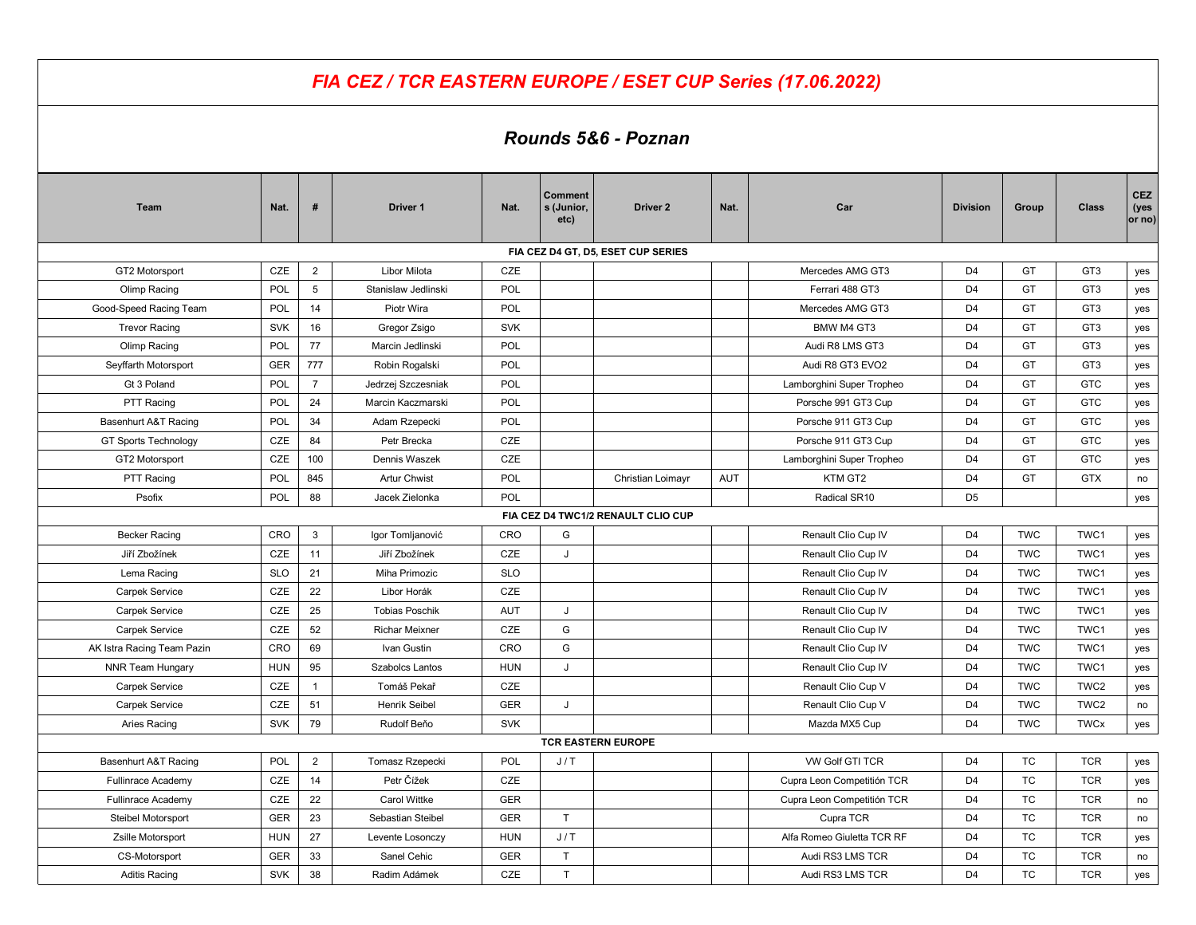# *FIA CEZ / TCR EASTERN EUROPE / ESET CUP Series (17.06.2022)*

## *Rounds 5&6 - Poznan*

| Team | Nat. | # | Driver 1 | Nat. | Comments (Junior, etc) | Driver 2 | Nat. | Car | Division | Group | Class | CEZ (yes or no) |
|---|---|---|---|---|---|---|---|---|---|---|---|---|
| **FIA CEZ D4 GT, D5, ESET CUP SERIES** | | | | | | | | | | | | |
| GT2 Motorsport | CZE | 2 | Libor Milota | CZE | | | | Mercedes AMG GT3 | D4 | GT | GT3 | yes |
| Olimp Racing | POL | 5 | Stanislaw Jedlinski | POL | | | | Ferrari 488 GT3 | D4 | GT | GT3 | yes |
| Good-Speed Racing Team | POL | 14 | Piotr Wira | POL | | | | Mercedes AMG GT3 | D4 | GT | GT3 | yes |
| Trevor Racing | SVK | 16 | Gregor Zsigo | SVK | | | | BMW M4 GT3 | D4 | GT | GT3 | yes |
| Olimp Racing | POL | 77 | Marcin Jedlinski | POL | | | | Audi R8 LMS GT3 | D4 | GT | GT3 | yes |
| Seyffarth Motorsport | GER | 777 | Robin Rogalski | POL | | | | Audi R8 GT3 EVO2 | D4 | GT | GT3 | yes |
| Gt 3 Poland | POL | 7 | Jedrzej Szczesniak | POL | | | | Lamborghini Super Tropheo | D4 | GT | GTC | yes |
| PTT Racing | POL | 24 | Marcin Kaczmarski | POL | | | | Porsche 991 GT3 Cup | D4 | GT | GTC | yes |
| Basenhurt A&T Racing | POL | 34 | Adam Rzepecki | POL | | | | Porsche 911 GT3 Cup | D4 | GT | GTC | yes |
| GT Sports Technology | CZE | 84 | Petr Brecka | CZE | | | | Porsche 911 GT3 Cup | D4 | GT | GTC | yes |
| GT2 Motorsport | CZE | 100 | Dennis Waszek | CZE | | | | Lamborghini Super Tropheo | D4 | GT | GTC | yes |
| PTT Racing | POL | 845 | Artur Chwist | POL | | Christian Loimayr | AUT | KTM GT2 | D4 | GT | GTX | no |
| Psofix | POL | 88 | Jacek Zielonka | POL | | | | Radical SR10 | D5 | | | yes |
| **FIA CEZ D4 TWC1/2 RENAULT CLIO CUP** | | | | | | | | | | | | |
| Becker Racing | CRO | 3 | Igor Tomljanović | CRO | G | | | Renault Clio Cup IV | D4 | TWC | TWC1 | yes |
| Jiří Zbožínek | CZE | 11 | Jiří Zbožínek | CZE | J | | | Renault Clio Cup IV | D4 | TWC | TWC1 | yes |
| Lema Racing | SLO | 21 | Miha Primozic | SLO | | | | Renault Clio Cup IV | D4 | TWC | TWC1 | yes |
| Carpek Service | CZE | 22 | Libor Horák | CZE | | | | Renault Clio Cup IV | D4 | TWC | TWC1 | yes |
| Carpek Service | CZE | 25 | Tobias Poschik | AUT | J | | | Renault Clio Cup IV | D4 | TWC | TWC1 | yes |
| Carpek Service | CZE | 52 | Richar Meixner | CZE | G | | | Renault Clio Cup IV | D4 | TWC | TWC1 | yes |
| AK Istra Racing Team Pazin | CRO | 69 | Ivan Gustin | CRO | G | | | Renault Clio Cup IV | D4 | TWC | TWC1 | yes |
| NNR Team Hungary | HUN | 95 | Szabolcs Lantos | HUN | J | | | Renault Clio Cup IV | D4 | TWC | TWC1 | yes |
| Carpek Service | CZE | 1 | Tomáš Pekař | CZE | | | | Renault Clio Cup V | D4 | TWC | TWC2 | yes |
| Carpek Service | CZE | 51 | Henrik Seibel | GER | J | | | Renault Clio Cup V | D4 | TWC | TWC2 | no |
| Aries Racing | SVK | 79 | Rudolf Beňo | SVK | | | | Mazda MX5 Cup | D4 | TWC | TWCx | yes |
| **TCR EASTERN EUROPE** | | | | | | | | | | | | |
| Basenhurt A&T Racing | POL | 2 | Tomasz Rzepecki | POL | J / T | | | VW Golf GTI TCR | D4 | TC | TCR | yes |
| Fullinrace Academy | CZE | 14 | Petr Čížek | CZE | | | | Cupra Leon Competitión TCR | D4 | TC | TCR | yes |
| Fullinrace Academy | CZE | 22 | Carol Wittke | GER | | | | Cupra Leon Competitión TCR | D4 | TC | TCR | no |
| Steibel Motorsport | GER | 23 | Sebastian Steibel | GER | T | | | Cupra TCR | D4 | TC | TCR | no |
| Zsille Motorsport | HUN | 27 | Levente Losonczy | HUN | J / T | | | Alfa Romeo Giulietta TCR RF | D4 | TC | TCR | yes |
| CS-Motorsport | GER | 33 | Sanel Cehic | GER | T | | | Audi RS3 LMS TCR | D4 | TC | TCR | no |
| Aditis Racing | SVK | 38 | Radim Adámek | CZE | T | | | Audi RS3 LMS TCR | D4 | TC | TCR | yes |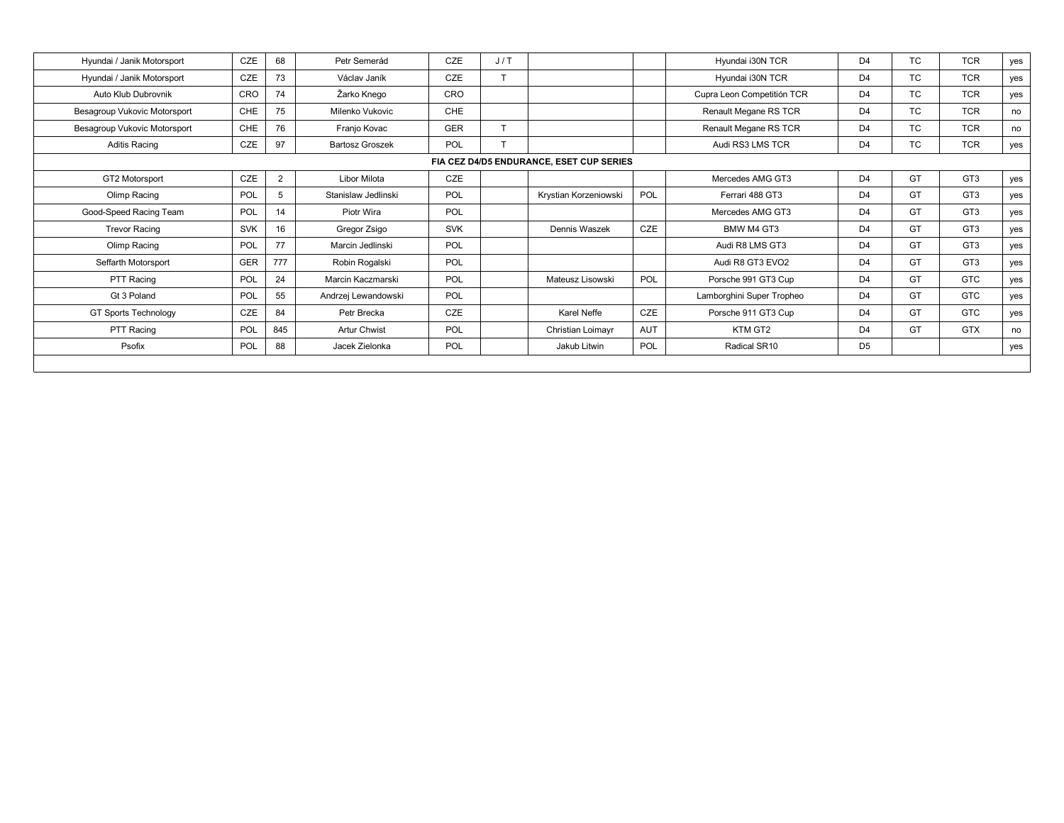| | | | | | | | | | | | | | |
|---|---|---|---|---|---|---|---|---|---|---|---|---|---|
| Hyundai / Janik Motorsport | CZE | 68 | Petr Semerád | CZE | J / T | | | Hyundai i30N TCR | D4 | TC | TCR | yes |
| Hyundai / Janik Motorsport | CZE | 73 | Václav Janík | CZE | T | | | Hyundai i30N TCR | D4 | TC | TCR | yes |
| Auto Klub Dubrovnik | CRO | 74 | Žarko Knego | CRO | | | | Cupra Leon Competitión TCR | D4 | TC | TCR | yes |
| Besagroup Vukovic Motorsport | CHE | 75 | Milenko Vukovic | CHE | | | | Renault Megane RS TCR | D4 | TC | TCR | no |
| Besagroup Vukovic Motorsport | CHE | 76 | Franjo Kovac | GER | T | | | Renault Megane RS TCR | D4 | TC | TCR | no |
| Aditis Racing | CZE | 97 | Bartosz Groszek | POL | T | | | Audi RS3 LMS TCR | D4 | TC | TCR | yes |
| **FIA CEZ D4/D5 ENDURANCE, ESET CUP SERIES** | | | | | | | | | | | | |
| GT2 Motorsport | CZE | 2 | Libor Milota | CZE | | | | Mercedes AMG GT3 | D4 | GT | GT3 | yes |
| Olimp Racing | POL | 5 | Stanislaw Jedlinski | POL | | Krystian Korzeniowski | POL | Ferrari 488 GT3 | D4 | GT | GT3 | yes |
| Good-Speed Racing Team | POL | 14 | Piotr Wira | POL | | | | Mercedes AMG GT3 | D4 | GT | GT3 | yes |
| Trevor Racing | SVK | 16 | Gregor Zsigo | SVK | | Dennis Waszek | CZE | BMW M4 GT3 | D4 | GT | GT3 | yes |
| Olimp Racing | POL | 77 | Marcin Jedlinski | POL | | | | Audi R8 LMS GT3 | D4 | GT | GT3 | yes |
| Seffarth Motorsport | GER | 777 | Robin Rogalski | POL | | | | Audi R8 GT3 EVO2 | D4 | GT | GT3 | yes |
| PTT Racing | POL | 24 | Marcin Kaczmarski | POL | | Mateusz Lisowski | POL | Porsche 991 GT3 Cup | D4 | GT | GTC | yes |
| Gt 3 Poland | POL | 55 | Andrzej Lewandowski | POL | | | | Lamborghini Super Tropheo | D4 | GT | GTC | yes |
| GT Sports Technology | CZE | 84 | Petr Brecka | CZE | | Karel Neffe | CZE | Porsche 911 GT3 Cup | D4 | GT | GTC | yes |
| PTT Racing | POL | 845 | Artur Chwist | POL | | Christian Loimayr | AUT | KTM GT2 | D4 | GT | GTX | no |
| Psofix | POL | 88 | Jacek Zielonka | POL | | Jakub Litwin | POL | Radical SR10 | D5 | | | yes |